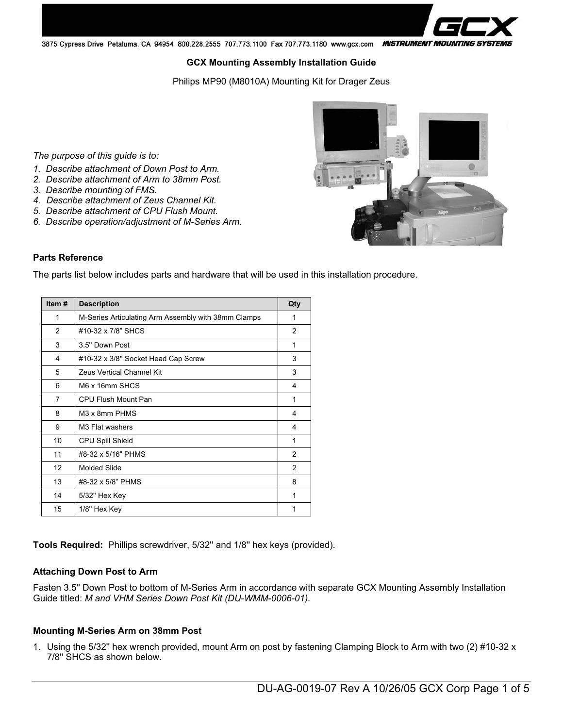# GCX Mounting Assembly Installation Guide

Philips MP90 (M8010A) Mounting Kit for Drager Zeus

*The purpose of this guide is to:*

1. *Describe attachment of Down Post to Arm.*
2. *Describe attachment of Arm to 38mm Post.*
3. *Describe mounting of FMS.*
4. *Describe attachment of Zeus Channel Kit.*
5. *Describe attachment of CPU Flush Mount.*
6. *Describe operation/adjustment of M-Series Arm.*

**Parts Reference**

The parts list below includes parts and hardware that will be used in this installation procedure.

| Item # | Description | Qty |
|---|---|---|
| 1 | M-Series Articulating Arm Assembly with 38mm Clamps | 1 |
| 2 | #10-32 x 7/8" SHCS | 2 |
| 3 | 3.5" Down Post | 1 |
| 4 | #10-32 x 3/8" Socket Head Cap Screw | 3 |
| 5 | Zeus Vertical Channel Kit | 3 |
| 6 | M6 x 16mm SHCS | 4 |
| 7 | CPU Flush Mount Pan | 1 |
| 8 | M3 x 8mm PHMS | 4 |
| 9 | M3 Flat washers | 4 |
| 10 | CPU Spill Shield | 1 |
| 11 | #8-32 x 5/16" PHMS | 2 |
| 12 | Molded Slide | 2 |
| 13 | #8-32 x 5/8" PHMS | 8 |
| 14 | 5/32" Hex Key | 1 |
| 15 | 1/8" Hex Key | 1 |

**Tools Required:** Phillips screwdriver, 5/32" and 1/8" hex keys (provided).

**Attaching Down Post to Arm**

Fasten 3.5" Down Post to bottom of M-Series Arm in accordance with separate GCX Mounting Assembly Installation Guide titled: *M and VHM Series Down Post Kit (DU-WMM-0006-01).*

**Mounting M-Series Arm on 38mm Post**

1. Using the 5/32" hex wrench provided, mount Arm on post by fastening Clamping Block to Arm with two (2) #10-32 x 7/8" SHCS as shown below.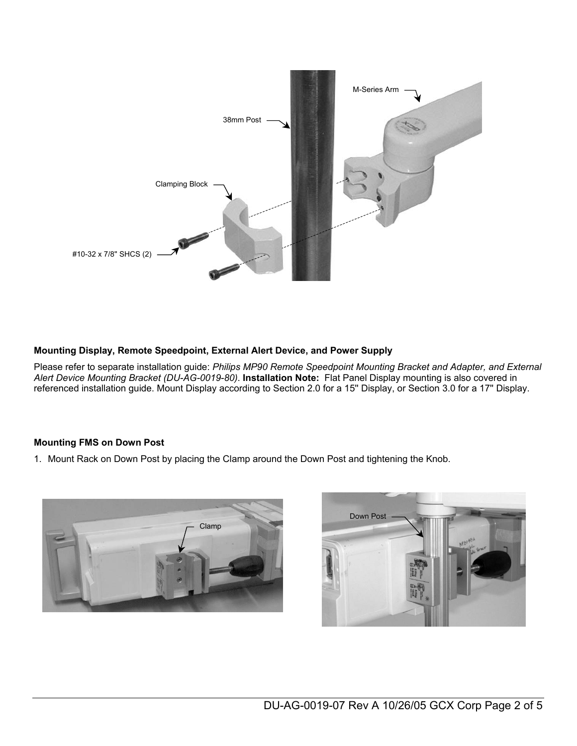**Mounting Display, Remote Speedpoint, External Alert Device, and Power Supply**

Please refer to separate installation guide: *Philips MP90 Remote Speedpoint Mounting Bracket and Adapter, and External Alert Device Mounting Bracket (DU-AG-0019-80)*. **Installation Note:** Flat Panel Display mounting is also covered in referenced installation guide. Mount Display according to Section 2.0 for a 15" Display, or Section 3.0 for a 17" Display.

**Mounting FMS on Down Post**

1. Mount Rack on Down Post by placing the Clamp around the Down Post and tightening the Knob.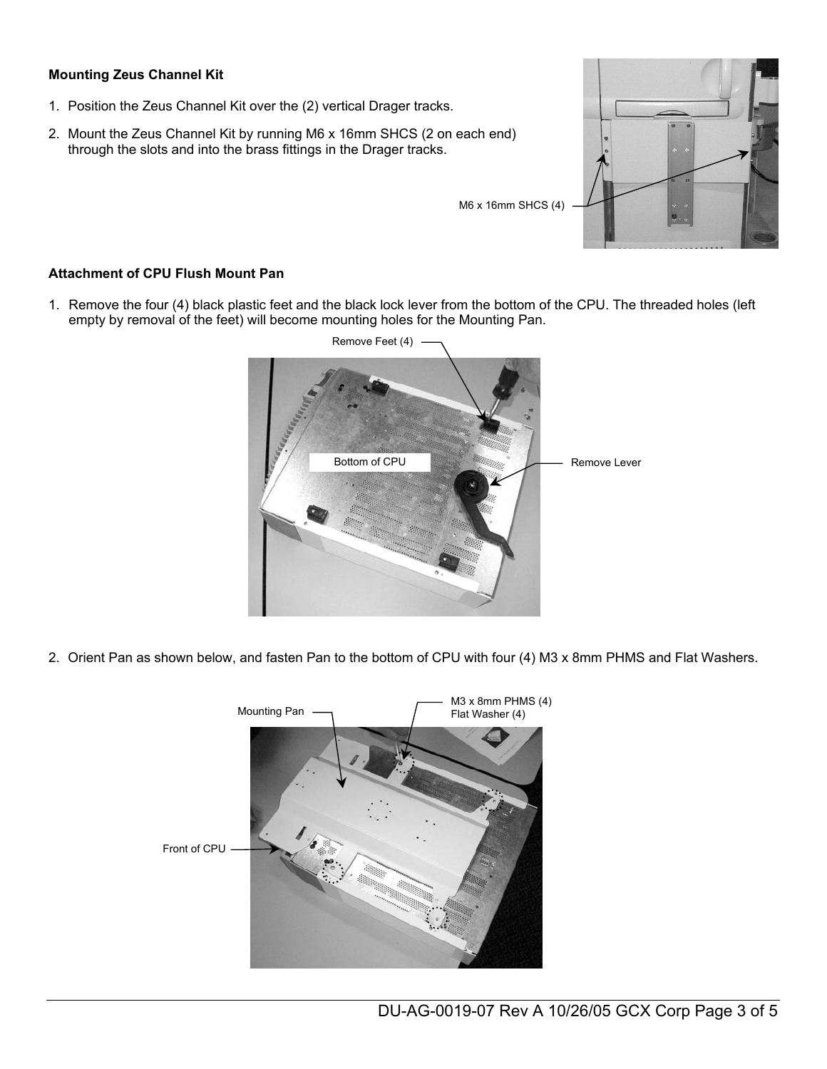**Mounting Zeus Channel Kit**

1. Position the Zeus Channel Kit over the (2) vertical Drager tracks.
2. Mount the Zeus Channel Kit by running M6 x 16mm SHCS (2 on each end) through the slots and into the brass fittings in the Drager tracks.

M6 x 16mm SHCS (4)

**Attachment of CPU Flush Mount Pan**

1. Remove the four (4) black plastic feet and the black lock lever from the bottom of the CPU. The threaded holes (left empty by removal of the feet) will become mounting holes for the Mounting Pan.

Remove Feet (4)

Bottom of CPU

Remove Lever

2. Orient Pan as shown below, and fasten Pan to the bottom of CPU with four (4) M3 x 8mm PHMS and Flat Washers.

Mounting Pan

M3 x 8mm PHMS (4)
Flat Washer (4)

Front of CPU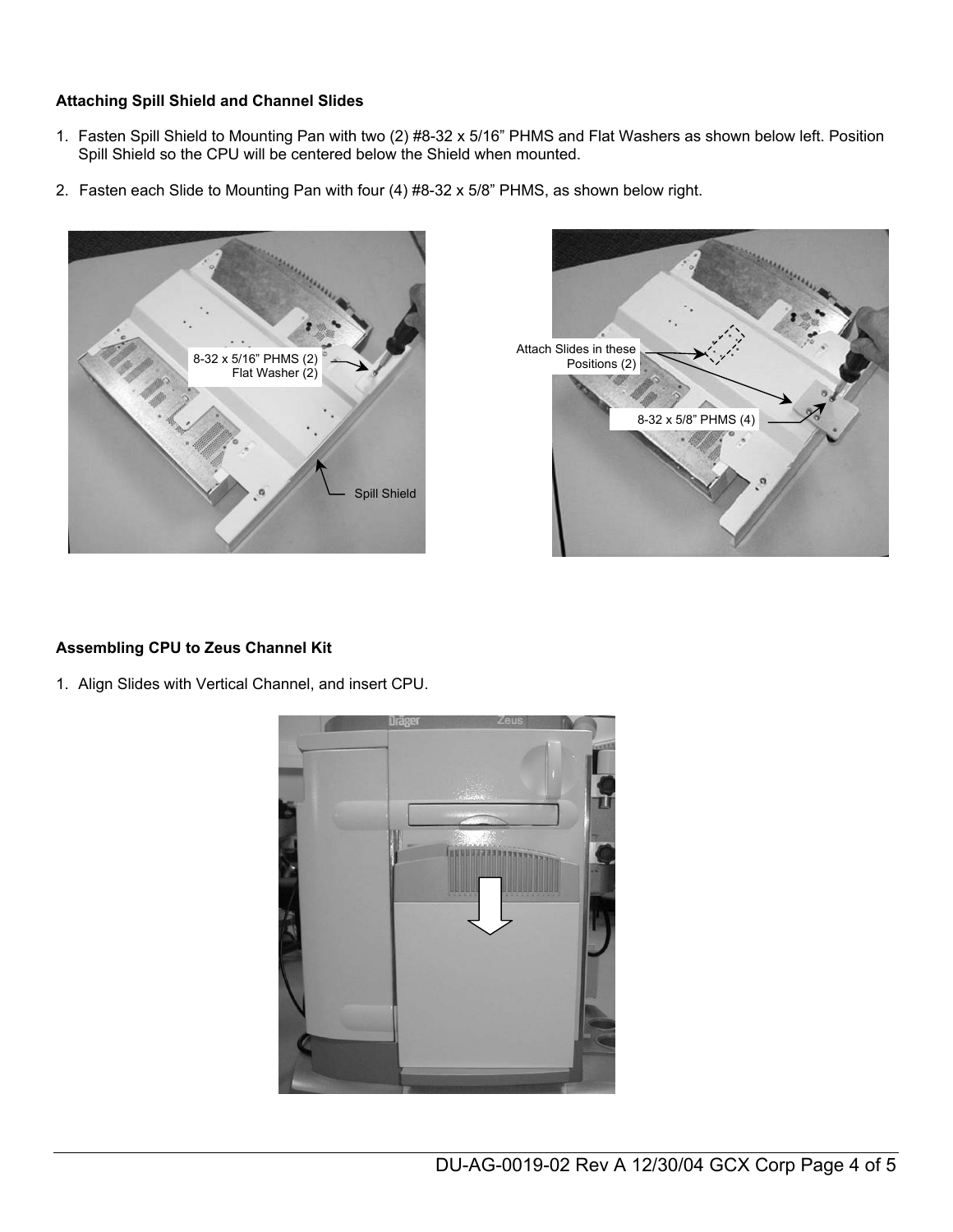**Attaching Spill Shield and Channel Slides**

1. Fasten Spill Shield to Mounting Pan with two (2) #8-32 x 5/16" PHMS and Flat Washers as shown below left. Position Spill Shield so the CPU will be centered below the Shield when mounted.

2. Fasten each Slide to Mounting Pan with four (4) #8-32 x 5/8" PHMS, as shown below right.

**Assembling CPU to Zeus Channel Kit**

1. Align Slides with Vertical Channel, and insert CPU.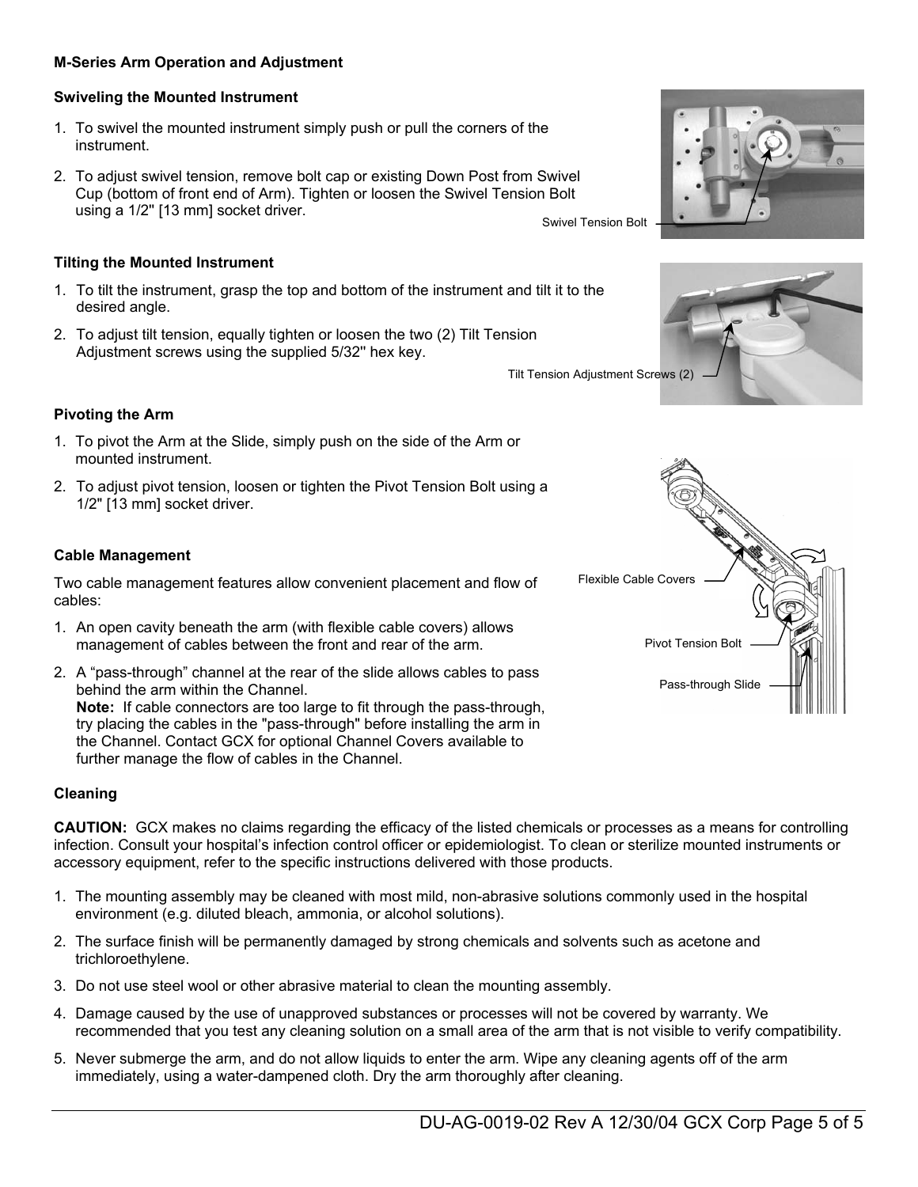### M-Series Arm Operation and Adjustment

#### Swiveling the Mounted Instrument

1. To swivel the mounted instrument simply push or pull the corners of the instrument.
2. To adjust swivel tension, remove bolt cap or existing Down Post from Swivel Cup (bottom of front end of Arm). Tighten or loosen the Swivel Tension Bolt using a 1/2" [13 mm] socket driver.

Swivel Tension Bolt

#### Tilting the Mounted Instrument

1. To tilt the instrument, grasp the top and bottom of the instrument and tilt it to the desired angle.
2. To adjust tilt tension, equally tighten or loosen the two (2) Tilt Tension Adjustment screws using the supplied 5/32" hex key.

Tilt Tension Adjustment Screws (2)

#### Pivoting the Arm

1. To pivot the Arm at the Slide, simply push on the side of the Arm or mounted instrument.
2. To adjust pivot tension, loosen or tighten the Pivot Tension Bolt using a 1/2" [13 mm] socket driver.

#### Cable Management

Two cable management features allow convenient placement and flow of cables:

1. An open cavity beneath the arm (with flexible cable covers) allows management of cables between the front and rear of the arm.
2. A "pass-through" channel at the rear of the slide allows cables to pass behind the arm within the Channel.
   **Note:** If cable connectors are too large to fit through the pass-through, try placing the cables in the "pass-through" before installing the arm in the Channel. Contact GCX for optional Channel Covers available to further manage the flow of cables in the Channel.

Flexible Cable Covers

Pivot Tension Bolt

Pass-through Slide

#### Cleaning

**CAUTION:** GCX makes no claims regarding the efficacy of the listed chemicals or processes as a means for controlling infection. Consult your hospital's infection control officer or epidemiologist. To clean or sterilize mounted instruments or accessory equipment, refer to the specific instructions delivered with those products.

1. The mounting assembly may be cleaned with most mild, non-abrasive solutions commonly used in the hospital environment (e.g. diluted bleach, ammonia, or alcohol solutions).
2. The surface finish will be permanently damaged by strong chemicals and solvents such as acetone and trichloroethylene.
3. Do not use steel wool or other abrasive material to clean the mounting assembly.
4. Damage caused by the use of unapproved substances or processes will not be covered by warranty. We recommended that you test any cleaning solution on a small area of the arm that is not visible to verify compatibility.
5. Never submerge the arm, and do not allow liquids to enter the arm. Wipe any cleaning agents off of the arm immediately, using a water-dampened cloth. Dry the arm thoroughly after cleaning.